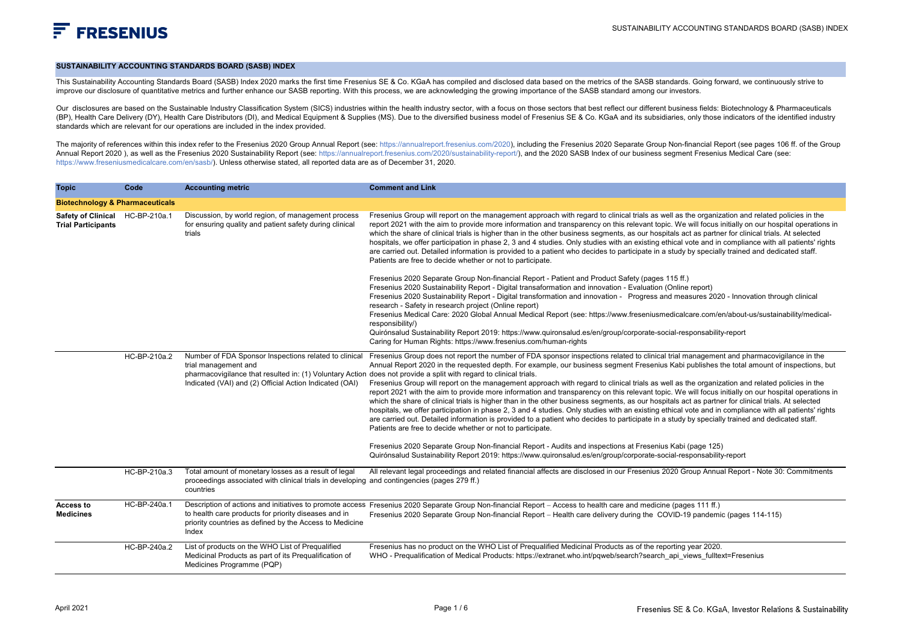## SUSTAINABILITY ACCOUNTING STANDARDS BOARD (SASB) INDEX

This Sustainability Accounting Standards Board (SASB) Index 2020 marks the first time Fresenius SE & Co. KGaA has compiled and disclosed data based on the metrics of the SASB standards. Going forward, we continuously strive to improve our disclosure of quantitative metrics and further enhance our SASB reporting. With this process, we are acknowledging the growing importance of the SASB standard among our investors.

Our disclosures are based on the Sustainable Industry Classification System (SICS) industries within the health industry sector, with a focus on those sectors that best reflect our different business fields: Biotechnology & Pharmaceuticals (BP), Health Care Delivery (DY), Health Care Distributors (DI), and Medical Equipment & Supplies (MS). Due to the diversified business model of Fresenius SE & Co. KGaA and its subsidiaries, only those indicators of the identified industry standards which are relevant for our operations are included in the index provided.

The majority of references within this index refer to the Fresenius 2020 Group Annual Report (see: https://annualreport.fresenius.com/2020), including the Fresenius 2020 Separate Group Non-financial Report (see pages 106 ff. of the Group Annual Report 2020 ), as well as the Fresenius 2020 Sustainability Report (see: https://annualreport.fresenius.com/2020/sustainability-report/), and the 2020 SASB Index of our business segment Fresenius Medical Care (see: https://www.freseniusmedicalcare.com/en/sasb/). Unless otherwise stated, all reported data are as of December 31, 2020.

| Topic | Code | Accounting metric | Comment and Link |
|---|---|---|---|
| **Biotechnology & Pharmaceuticals** | | | |
| **Safety of Clinical Trial Participants** | HC-BP-210a.1 | Discussion, by world region, of management process for ensuring quality and patient safety during clinical trials | Fresenius Group will report on the management approach with regard to clinical trials as well as the organization and related policies in the report 2021 with the aim to provide more information and transparency on this relevant topic. We will focus initially on our hospital operations in which the share of clinical trials is higher than in the other business segments, as our hospitals act as partner for clinical trials. At selected hospitals, we offer participation in phase 2, 3 and 4 studies. Only studies with an existing ethical vote and in compliance with all patients' rights are carried out. Detailed information is provided to a patient who decides to participate in a study by specially trained and dedicated staff. Patients are free to decide whether or not to participate.<br><br>Fresenius 2020 Separate Group Non-financial Report - Patient and Product Safety (pages 115 ff.)<br>Fresenius 2020 Sustainability Report - Digital transafomation and innovation - Evaluation (Online report)<br>Fresenius 2020 Sustainability Report - Digital transformation and innovation - Progress and measures 2020 - Innovation through clinical research - Safety in research project (Online report)<br>Fresenius Medical Care: 2020 Global Annual Medical Report (see: https://www.freseniusmedicalcare.com/en/about-us/sustainability/medical-responsibility/)<br>Quirónsalud Sustainability Report 2019: https://www.quironsalud.es/en/group/corporate-social-responsability-report<br>Caring for Human Rights: https://www.fresenius.com/human-rights |
| | HC-BP-210a.2 | Number of FDA Sponsor Inspections related to clinical trial management and pharmacovigilance that resulted in: (1) Voluntary Action Indicated (VAI) and (2) Official Action Indicated (OAI) | Fresenius Group does not report the number of FDA sponsor inspections related to clinical trial management and pharmacovigilance in the Annual Report 2020 in the requested depth. For example, our business segment Fresenius Kabi publishes the total amount of inspections, but does not provide a split with regard to clinical trials.<br>Fresenius Group will report on the management approach with regard to clinical trials as well as the organization and related policies in the report 2021 with the aim to provide more information and transparency on this relevant topic. We will focus initially on our hospital operations in which the share of clinical trials is higher than in the other business segments, as our hospitals act as partner for clinical trials. At selected hospitals, we offer participation in phase 2, 3 and 4 studies. Only studies with an existing ethical vote and in compliance with all patients' rights are carried out. Detailed information is provided to a patient who decides to participate in a study by specially trained and dedicated staff. Patients are free to decide whether or not to participate.<br><br>Fresenius 2020 Separate Group Non-financial Report - Audits and inspections at Fresenius Kabi (page 125)<br>Quirónsalud Sustainability Report 2019: https://www.quironsalud.es/en/group/corporate-social-responsability-report |
| | HC-BP-210a.3 | Total amount of monetary losses as a result of legal proceedings associated with clinical trials in developing countries | All relevant legal proceedings and related financial affects are disclosed in our Fresenius 2020 Group Annual Report - Note 30: Commitments and contingencies (pages 279 ff.) |
| **Access to Medicines** | HC-BP-240a.1 | Description of actions and initiatives to promote access to health care products for priority diseases and in priority countries as defined by the Access to Medicine Index | Fresenius 2020 Separate Group Non-financial Report – Access to health care and medicine (pages 111 ff.)<br>Fresenius 2020 Separate Group Non-financial Report – Health care delivery during the COVID-19 pandemic (pages 114-115) |
| | HC-BP-240a.2 | List of products on the WHO List of Prequalified Medicinal Products as part of its Prequalification of Medicines Programme (PQP) | Fresenius has no product on the WHO List of Prequalified Medicinal Products as of the reporting year 2020.<br>WHO - Prequalification of Medical Products: https://extranet.who.int/pqweb/search?search_api_views_fulltext=Fresenius |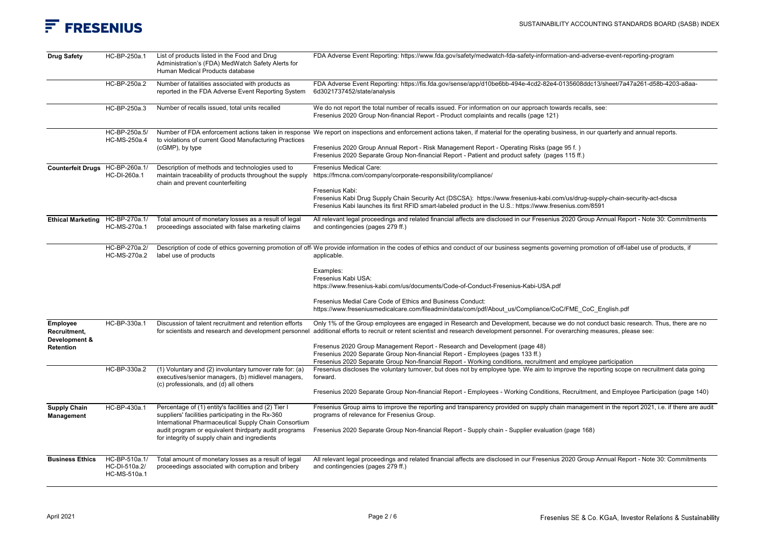| Topic | Code | Accounting Metric | Response |
|---|---|---|---|
| **Drug Safety** | HC-BP-250a.1 | List of products listed in the Food and Drug Administration's (FDA) MedWatch Safety Alerts for Human Medical Products database | FDA Adverse Event Reporting: https://www.fda.gov/safety/medwatch-fda-safety-information-and-adverse-event-reporting-program |
| | HC-BP-250a.2 | Number of fatalities associated with products as reported in the FDA Adverse Event Reporting System | FDA Adverse Event Reporting: https://fis.fda.gov/sense/app/d10be6bb-494e-4cd2-82e4-0135608ddc13/sheet/7a47a261-d58b-4203-a8aa-6d3021737452/state/analysis |
| | HC-BP-250a.3 | Number of recalls issued, total units recalled | We do not report the total number of recalls issued. For information on our approach towards recalls, see:<br>Fresenius 2020 Group Non-financial Report - Product complaints and recalls (page 121) |
| | HC-BP-250a.5/ HC-MS-250a.4 | Number of FDA enforcement actions taken in response to violations of current Good Manufacturing Practices (cGMP), by type | We report on inspections and enforcement actions taken, if material for the operating business, in our quarterly and annual reports.<br><br>Fresenius 2020 Group Annual Report - Risk Management Report - Operating Risks (page 95 f. )<br>Fresenius 2020 Separate Group Non-financial Report - Patient and product safety (pages 115 ff.) |
| **Counterfeit Drugs** | HC-BP-260a.1/ HC-DI-260a.1 | Description of methods and technologies used to maintain traceability of products throughout the supply chain and prevent counterfeiting | Fresenius Medical Care:<br>https://fmcna.com/company/corporate-responsibility/compliance/<br><br>Fresenius Kabi:<br>Fresenius Kabi Drug Supply Chain Security Act (DSCSA): https://www.fresenius-kabi.com/us/drug-supply-chain-security-act-dscsa<br>Fresenius Kabi launches its first RFID smart-labeled product in the U.S.: https://www.fresenius.com/8591 |
| **Ethical Marketing** | HC-BP-270a.1/ HC-MS-270a.1 | Total amount of monetary losses as a result of legal proceedings associated with false marketing claims | All relevant legal proceedings and related financial affects are disclosed in our Fresenius 2020 Group Annual Report - Note 30: Commitments and contingencies (pages 279 ff.) |
| | HC-BP-270a.2/ HC-MS-270a.2 | Description of code of ethics governing promotion of off-label use of products | We provide information in the codes of ethics and conduct of our business segments governing promotion of off-label use of products, if applicable.<br><br>Examples:<br>Fresenius Kabi USA:<br>https://www.fresenius-kabi.com/us/documents/Code-of-Conduct-Fresenius-Kabi-USA.pdf<br><br>Fresenius Medial Care Code of Ethics and Business Conduct:<br>https://www.freseniusmedicalcare.com/fileadmin/data/com/pdf/About_us/Compliance/CoC/FME_CoC_English.pdf |
| **Employee Recruitment, Development & Retention** | HC-BP-330a.1 | Discussion of talent recruitment and retention efforts for scientists and research and development personnel | Only 1% of the Group employees are engaged in Research and Development, because we do not conduct basic research. Thus, there are no additional efforts to recruit or retent scientist and research development personnel. For overarching measures, please see:<br><br>Fresenus 2020 Group Management Report - Research and Development (page 48)<br>Fresenius 2020 Separate Group Non-financial Report - Employees (pages 133 ff.)<br>Fresenius 2020 Separate Group Non-financial Report - Working conditions, recruitment and employee participation |
| | HC-BP-330a.2 | (1) Voluntary and (2) involuntary turnover rate for: (a) executives/senior managers, (b) midlevel managers, (c) professionals, and (d) all others | Fresenius discloses the voluntary turnover, but does not by employee type. We aim to improve the reporting scope on recruitment data going forward.<br><br>Fresenius 2020 Separate Group Non-financial Report - Employees - Working Conditions, Recruitment, and Employee Participation (page 140) |
| **Supply Chain Management** | HC-BP-430a.1 | Percentage of (1) entity's facilities and (2) Tier I suppliers' facilities participating in the Rx-360 International Pharmaceutical Supply Chain Consortium audit program or equivalent thirdparty audit programs for integrity of supply chain and ingredients | Fresenius Group aims to improve the reporting and transparency provided on supply chain management in the report 2021, i.e. if there are audit programs of relevance for Fresenius Group.<br><br>Fresenius 2020 Separate Group Non-financial Report - Supply chain - Supplier evaluation (page 168) |
| **Business Ethics** | HC-BP-510a.1/ HC-DI-510a.2/ HC-MS-510a.1 | Total amount of monetary losses as a result of legal proceedings associated with corruption and bribery | All relevant legal proceedings and related financial affects are disclosed in our Fresenius 2020 Group Annual Report - Note 30: Commitments and contingencies (pages 279 ff.) |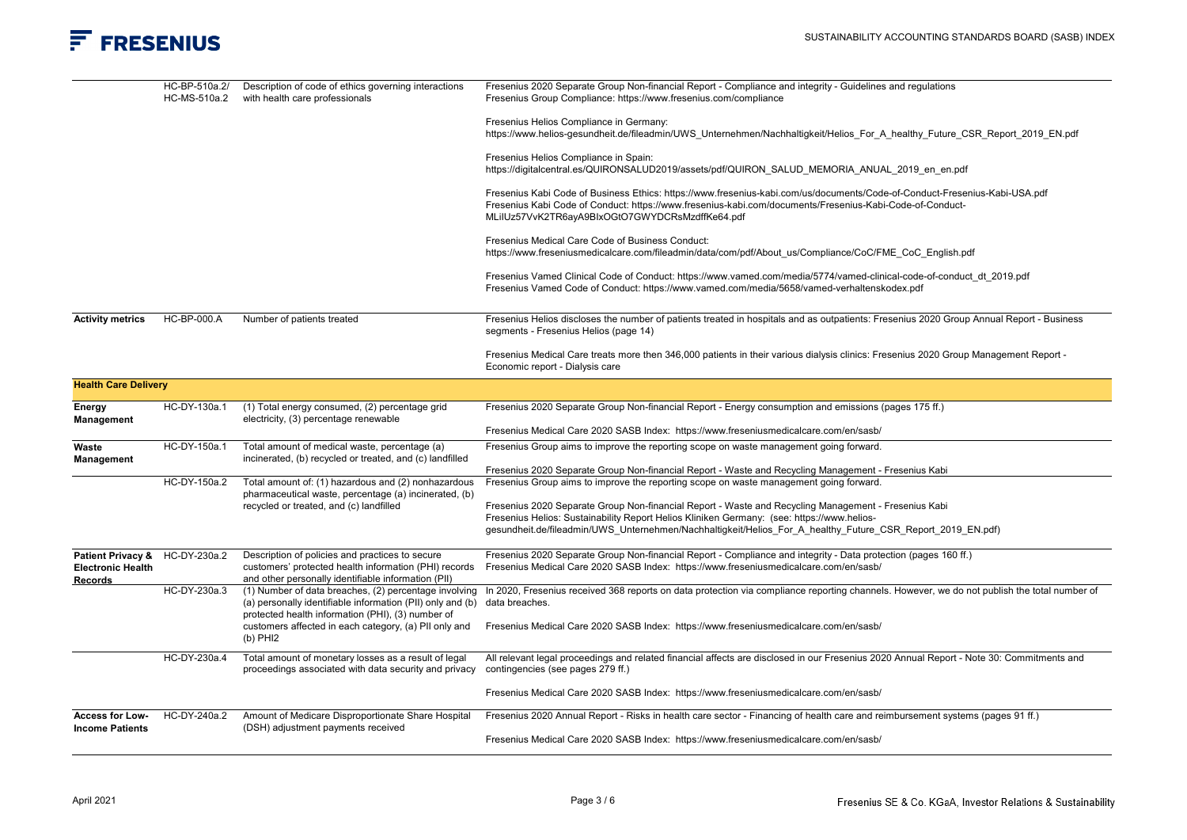| | | | |
|---|---|---|---|
| | HC-BP-510a.2/ HC-MS-510a.2 | Description of code of ethics governing interactions with health care professionals | Fresenius 2020 Separate Group Non-financial Report - Compliance and integrity - Guidelines and regulations<br>Fresenius Group Compliance: https://www.fresenius.com/compliance<br><br>Fresenius Helios Compliance in Germany:<br>https://www.helios-gesundheit.de/fileadmin/UWS_Unternehmen/Nachhaltigkeit/Helios_For_A_healthy_Future_CSR_Report_2019_EN.pdf<br><br>Fresenius Helios Compliance in Spain:<br>https://digitalcentral.es/QUIRONSALUD2019/assets/pdf/QUIRON_SALUD_MEMORIA_ANUAL_2019_en_en.pdf<br><br>Fresenius Kabi Code of Business Ethics: https://www.fresenius-kabi.com/us/documents/Code-of-Conduct-Fresenius-Kabi-USA.pdf<br>Fresenius Kabi Code of Conduct: https://www.fresenius-kabi.com/documents/Fresenius-Kabi-Code-of-Conduct-MLilUz57VvK2TR6ayA9BIxOGtO7GWYDCRsMzdffKe64.pdf<br><br>Fresenius Medical Care Code of Business Conduct:<br>https://www.freseniusmedicalcare.com/fileadmin/data/com/pdf/About_us/Compliance/CoC/FME_CoC_English.pdf<br><br>Fresenius Vamed Clinical Code of Conduct: https://www.vamed.com/media/5774/vamed-clinical-code-of-conduct_dt_2019.pdf<br>Fresenius Vamed Code of Conduct: https://www.vamed.com/media/5658/vamed-verhaltenskodex.pdf |
| **Activity metrics** | HC-BP-000.A | Number of patients treated | Fresenius Helios discloses the number of patients treated in hospitals and as outpatients: Fresenius 2020 Group Annual Report - Business segments - Fresenius Helios (page 14)<br><br>Fresenius Medical Care treats more then 346,000 patients in their various dialysis clinics: Fresenius 2020 Group Management Report - Economic report - Dialysis care |
| **Health Care Delivery** | | | |
| **Energy Management** | HC-DY-130a.1 | (1) Total energy consumed, (2) percentage grid electricity, (3) percentage renewable | Fresenius 2020 Separate Group Non-financial Report - Energy consumption and emissions (pages 175 ff.)<br><br>Fresenius Medical Care 2020 SASB Index: https://www.freseniusmedicalcare.com/en/sasb/ |
| **Waste Management** | HC-DY-150a.1 | Total amount of medical waste, percentage (a) incinerated, (b) recycled or treated, and (c) landfilled | Fresenius Group aims to improve the reporting scope on waste management going forward.<br><br>Fresenius 2020 Separate Group Non-financial Report - Waste and Recycling Management - Fresenius Kabi |
| | HC-DY-150a.2 | Total amount of: (1) hazardous and (2) nonhazardous pharmaceutical waste, percentage (a) incinerated, (b) recycled or treated, and (c) landfilled | Fresenius Group aims to improve the reporting scope on waste management going forward.<br><br>Fresenius 2020 Separate Group Non-financial Report - Waste and Recycling Management - Fresenius Kabi<br>Fresenius Helios: Sustainability Report Helios Kliniken Germany: (see: https://www.helios-gesundheit.de/fileadmin/UWS_Unternehmen/Nachhaltigkeit/Helios_For_A_healthy_Future_CSR_Report_2019_EN.pdf) |
| **Patient Privacy & Electronic Health Records** | HC-DY-230a.2 | Description of policies and practices to secure customers' protected health information (PHI) records and other personally identifiable information (PII) | Fresenius 2020 Separate Group Non-financial Report - Compliance and integrity - Data protection (pages 160 ff.)<br>Fresenius Medical Care 2020 SASB Index: https://www.freseniusmedicalcare.com/en/sasb/ |
| | HC-DY-230a.3 | (1) Number of data breaches, (2) percentage involving (a) personally identifiable information (PII) only and (b) protected health information (PHI), (3) number of customers affected in each category, (a) PII only and (b) PHI2 | In 2020, Fresenius received 368 reports on data protection via compliance reporting channels. However, we do not publish the total number of data breaches.<br><br>Fresenius Medical Care 2020 SASB Index: https://www.freseniusmedicalcare.com/en/sasb/ |
| | HC-DY-230a.4 | Total amount of monetary losses as a result of legal proceedings associated with data security and privacy | All relevant legal proceedings and related financial affects are disclosed in our Fresenius 2020 Annual Report - Note 30: Commitments and contingencies (see pages 279 ff.)<br><br>Fresenius Medical Care 2020 SASB Index: https://www.freseniusmedicalcare.com/en/sasb/ |
| **Access for Low-Income Patients** | HC-DY-240a.2 | Amount of Medicare Disproportionate Share Hospital (DSH) adjustment payments received | Fresenius 2020 Annual Report - Risks in health care sector - Financing of health care and reimbursement systems (pages 91 ff.)<br><br>Fresenius Medical Care 2020 SASB Index: https://www.freseniusmedicalcare.com/en/sasb/ |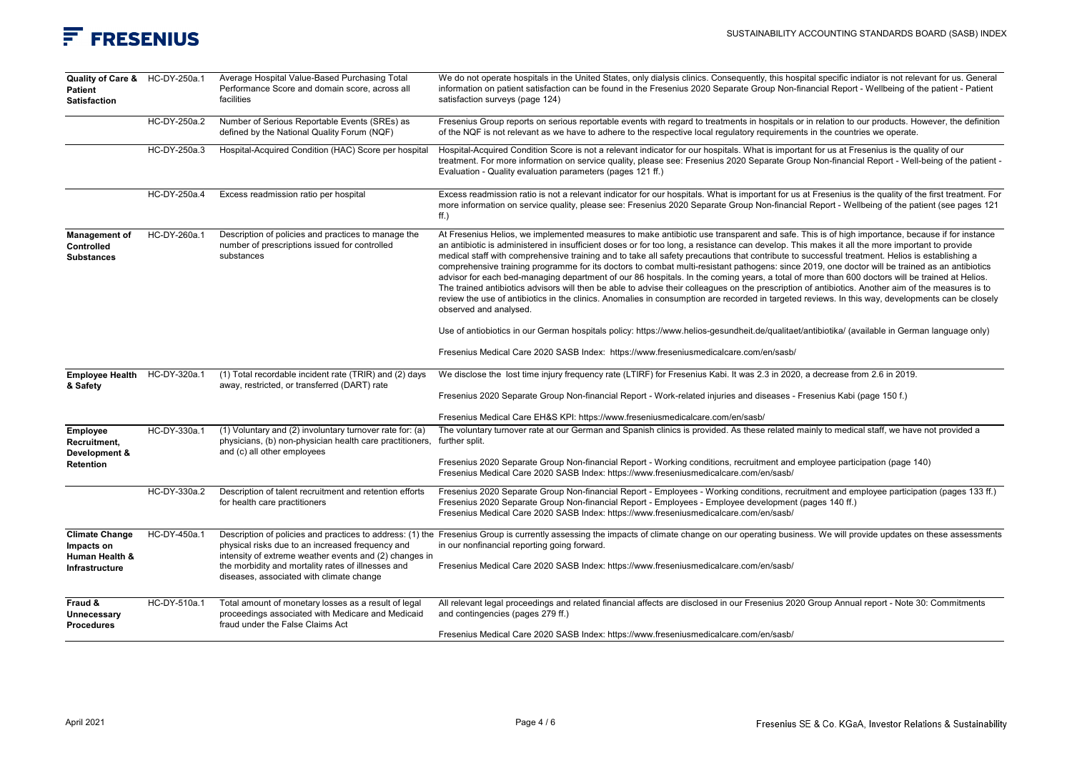| | | | |
|---|---|---|---|
| **Quality of Care & Patient Satisfaction** | HC-DY-250a.1 | Average Hospital Value-Based Purchasing Total Performance Score and domain score, across all facilities | We do not operate hospitals in the United States, only dialysis clinics. Consequently, this hospital specific indiator is not relevant for us. General information on patient satisfaction can be found in the Fresenius 2020 Separate Group Non-financial Report - Wellbeing of the patient - Patient satisfaction surveys (page 124) |
| | HC-DY-250a.2 | Number of Serious Reportable Events (SREs) as defined by the National Quality Forum (NQF) | Fresenius Group reports on serious reportable events with regard to treatments in hospitals or in relation to our products. However, the definition of the NQF is not relevant as we have to adhere to the respective local regulatory requirements in the countries we operate. |
| | HC-DY-250a.3 | Hospital-Acquired Condition (HAC) Score per hospital | Hospital-Acquired Condition Score is not a relevant indicator for our hospitals. What is important for us at Fresenius is the quality of our treatment. For more information on service quality, please see: Fresenius 2020 Separate Group Non-financial Report - Well-being of the patient - Evaluation - Quality evaluation parameters (pages 121 ff.) |
| | HC-DY-250a.4 | Excess readmission ratio per hospital | Excess readmission ratio is not a relevant indicator for our hospitals. What is important for us at Fresenius is the quality of the first treatment. For more information on service quality, please see: Fresenius 2020 Separate Group Non-financial Report - Wellbeing of the patient (see pages 121 ff.) |
| **Management of Controlled Substances** | HC-DY-260a.1 | Description of policies and practices to manage the number of prescriptions issued for controlled substances | At Fresenius Helios, we implemented measures to make antibiotic use transparent and safe. This is of high importance, because if for instance an antibiotic is administered in insufficient doses or for too long, a resistance can develop. This makes it all the more important to provide medical staff with comprehensive training and to take all safety precautions that contribute to successful treatment. Helios is establishing a comprehensive training programme for its doctors to combat multi-resistant pathogens: since 2019, one doctor will be trained as an antibiotics advisor for each bed-managing department of our 86 hospitals. In the coming years, a total of more than 600 doctors will be trained at Helios. The trained antibiotics advisors will then be able to advise their colleagues on the prescription of antibiotics. Another aim of the measures is to review the use of antibiotics in the clinics. Anomalies in consumption are recorded in targeted reviews. In this way, developments can be closely observed and analysed.<br><br>Use of antiobiotics in our German hospitals policy: https://www.helios-gesundheit.de/qualitaet/antibiotika/ (available in German language only)<br><br>Fresenius Medical Care 2020 SASB Index: https://www.freseniusmedicalcare.com/en/sasb/ |
| **Employee Health & Safety** | HC-DY-320a.1 | (1) Total recordable incident rate (TRIR) and (2) days away, restricted, or transferred (DART) rate | We disclose the lost time injury frequency rate (LTIRF) for Fresenius Kabi. It was 2.3 in 2020, a decrease from 2.6 in 2019.<br><br>Fresenius 2020 Separate Group Non-financial Report - Work-related injuries and diseases - Fresenius Kabi (page 150 f.)<br><br>Fresenius Medical Care EH&S KPI: https://www.freseniusmedicalcare.com/en/sasb/ |
| **Employee Recruitment, Development & Retention** | HC-DY-330a.1 | (1) Voluntary and (2) involuntary turnover rate for: (a) physicians, (b) non-physician health care practitioners, and (c) all other employees | The voluntary turnover rate at our German and Spanish clinics is provided. As these related mainly to medical staff, we have not provided a further split.<br><br>Fresenius 2020 Separate Group Non-financial Report - Working conditions, recruitment and employee participation (page 140)<br>Fresenius Medical Care 2020 SASB Index: https://www.freseniusmedicalcare.com/en/sasb/ |
| | HC-DY-330a.2 | Description of talent recruitment and retention efforts for health care practitioners | Fresenius 2020 Separate Group Non-financial Report - Employees - Working conditions, recruitment and employee participation (pages 133 ff.)<br>Fresenius 2020 Separate Group Non-financial Report - Employees - Employee development (pages 140 ff.)<br>Fresenius Medical Care 2020 SASB Index: https://www.freseniusmedicalcare.com/en/sasb/ |
| **Climate Change Impacts on Human Health & Infrastructure** | HC-DY-450a.1 | Description of policies and practices to address: (1) the physical risks due to an increased frequency and intensity of extreme weather events and (2) changes in the morbidity and mortality rates of illnesses and diseases, associated with climate change | Fresenius Group is currently assessing the impacts of climate change on our operating business. We will provide updates on these assessments in our nonfinancial reporting going forward.<br><br>Fresenius Medical Care 2020 SASB Index: https://www.freseniusmedicalcare.com/en/sasb/ |
| **Fraud & Unnecessary Procedures** | HC-DY-510a.1 | Total amount of monetary losses as a result of legal proceedings associated with Medicare and Medicaid fraud under the False Claims Act | All relevant legal proceedings and related financial affects are disclosed in our Fresenius 2020 Group Annual report - Note 30: Commitments and contingencies (pages 279 ff.)<br><br>Fresenius Medical Care 2020 SASB Index: https://www.freseniusmedicalcare.com/en/sasb/ |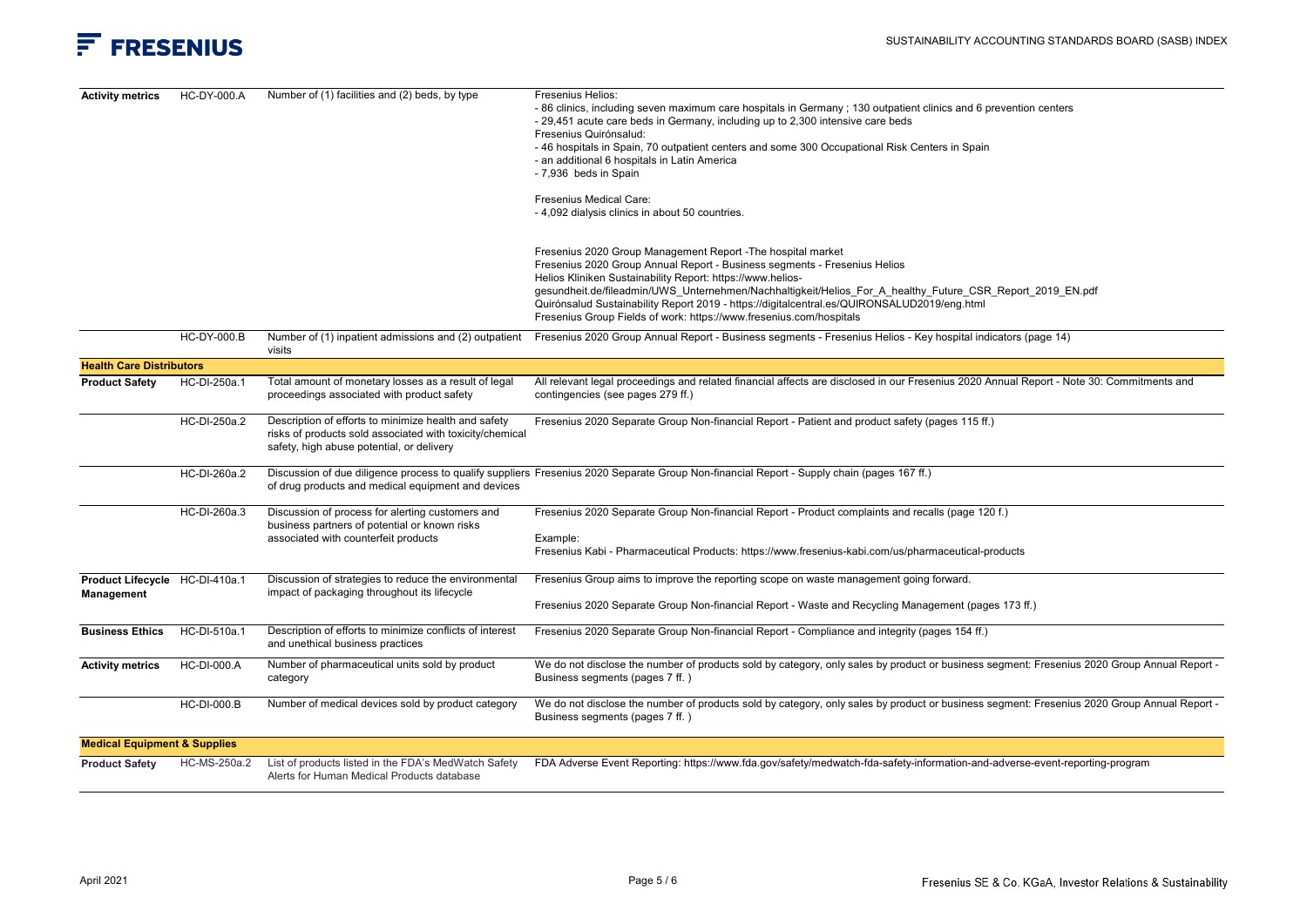| | | | |
|---|---|---|---|
| **Activity metrics** | HC-DY-000.A | Number of (1) facilities and (2) beds, by type | Fresenius Helios:<br>- 86 clinics, including seven maximum care hospitals in Germany ; 130 outpatient clinics and 6 prevention centers<br>- 29,451 acute care beds in Germany, including up to 2,300 intensive care beds<br>Fresenius Quirónsalud:<br>- 46 hospitals in Spain, 70 outpatient centers and some 300 Occupational Risk Centers in Spain<br>- an additional 6 hospitals in Latin America<br>- 7,936 beds in Spain<br><br>Fresenius Medical Care:<br>- 4,092 dialysis clinics in about 50 countries.<br><br>Fresenius 2020 Group Management Report -The hospital market<br>Fresenius 2020 Group Annual Report - Business segments - Fresenius Helios<br>Helios Kliniken Sustainability Report: https://www.helios-gesundheit.de/fileadmin/UWS_Unternehmen/Nachhaltigkeit/Helios_For_A_healthy_Future_CSR_Report_2019_EN.pdf<br>Quirónsalud Sustainability Report 2019 - https://digitalcentral.es/QUIRONSALUD2019/eng.html<br>Fresenius Group Fields of work: https://www.fresenius.com/hospitals |
| | HC-DY-000.B | Number of (1) inpatient admissions and (2) outpatient visits | Fresenius 2020 Group Annual Report - Business segments - Fresenius Helios - Key hospital indicators (page 14) |
| **Health Care Distributors** | | | |
| **Product Safety** | HC-DI-250a.1 | Total amount of monetary losses as a result of legal proceedings associated with product safety | All relevant legal proceedings and related financial affects are disclosed in our Fresenius 2020 Annual Report - Note 30: Commitments and contingencies (see pages 279 ff.) |
| | HC-DI-250a.2 | Description of efforts to minimize health and safety risks of products sold associated with toxicity/chemical safety, high abuse potential, or delivery | Fresenius 2020 Separate Group Non-financial Report - Patient and product safety (pages 115 ff.) |
| | HC-DI-260a.2 | Discussion of due diligence process to qualify suppliers of drug products and medical equipment and devices | Fresenius 2020 Separate Group Non-financial Report - Supply chain (pages 167 ff.) |
| | HC-DI-260a.3 | Discussion of process for alerting customers and business partners of potential or known risks associated with counterfeit products | Fresenius 2020 Separate Group Non-financial Report - Product complaints and recalls (page 120 f.)<br><br>Example:<br>Fresenius Kabi - Pharmaceutical Products: https://www.fresenius-kabi.com/us/pharmaceutical-products |
| **Product Lifecycle Management** | HC-DI-410a.1 | Discussion of strategies to reduce the environmental impact of packaging throughout its lifecycle | Fresenius Group aims to improve the reporting scope on waste management going forward.<br><br>Fresenius 2020 Separate Group Non-financial Report - Waste and Recycling Management (pages 173 ff.) |
| **Business Ethics** | HC-DI-510a.1 | Description of efforts to minimize conflicts of interest and unethical business practices | Fresenius 2020 Separate Group Non-financial Report - Compliance and integrity (pages 154 ff.) |
| **Activity metrics** | HC-DI-000.A | Number of pharmaceutical units sold by product category | We do not disclose the number of products sold by category, only sales by product or business segment: Fresenius 2020 Group Annual Report - Business segments (pages 7 ff. ) |
| | HC-DI-000.B | Number of medical devices sold by product category | We do not disclose the number of products sold by category, only sales by product or business segment: Fresenius 2020 Group Annual Report - Business segments (pages 7 ff. ) |
| **Medical Equipment & Supplies** | | | |
| **Product Safety** | HC-MS-250a.2 | List of products listed in the FDA's MedWatch Safety Alerts for Human Medical Products database | FDA Adverse Event Reporting: https://www.fda.gov/safety/medwatch-fda-safety-information-and-adverse-event-reporting-program |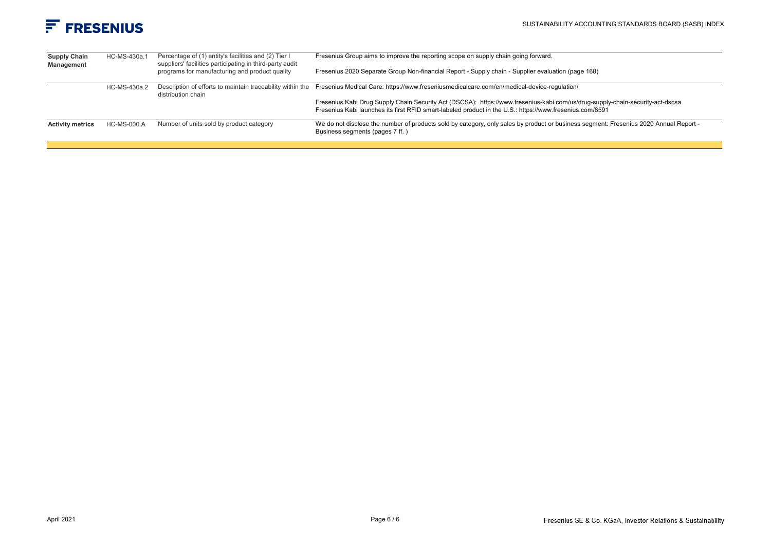| | | | |
|---|---|---|---|
| **Supply Chain Management** | HC-MS-430a.1 | Percentage of (1) entity's facilities and (2) Tier I suppliers' facilities participating in third-party audit programs for manufacturing and product quality | Fresenius Group aims to improve the reporting scope on supply chain going forward.<br><br>Fresenius 2020 Separate Group Non-financial Report - Supply chain - Supplier evaluation (page 168) |
| | HC-MS-430a.2 | Description of efforts to maintain traceability within the distribution chain | Fresenius Medical Care: https://www.freseniusmedicalcare.com/en/medical-device-regulation/<br><br>Fresenius Kabi Drug Supply Chain Security Act (DSCSA): https://www.fresenius-kabi.com/us/drug-supply-chain-security-act-dscsa<br>Fresenius Kabi launches its first RFID smart-labeled product in the U.S.: https://www.fresenius.com/8591 |
| **Activity metrics** | HC-MS-000.A | Number of units sold by product category | We do not disclose the number of products sold by category, only sales by product or business segment: Fresenius 2020 Annual Report - Business segments (pages 7 ff. ) |